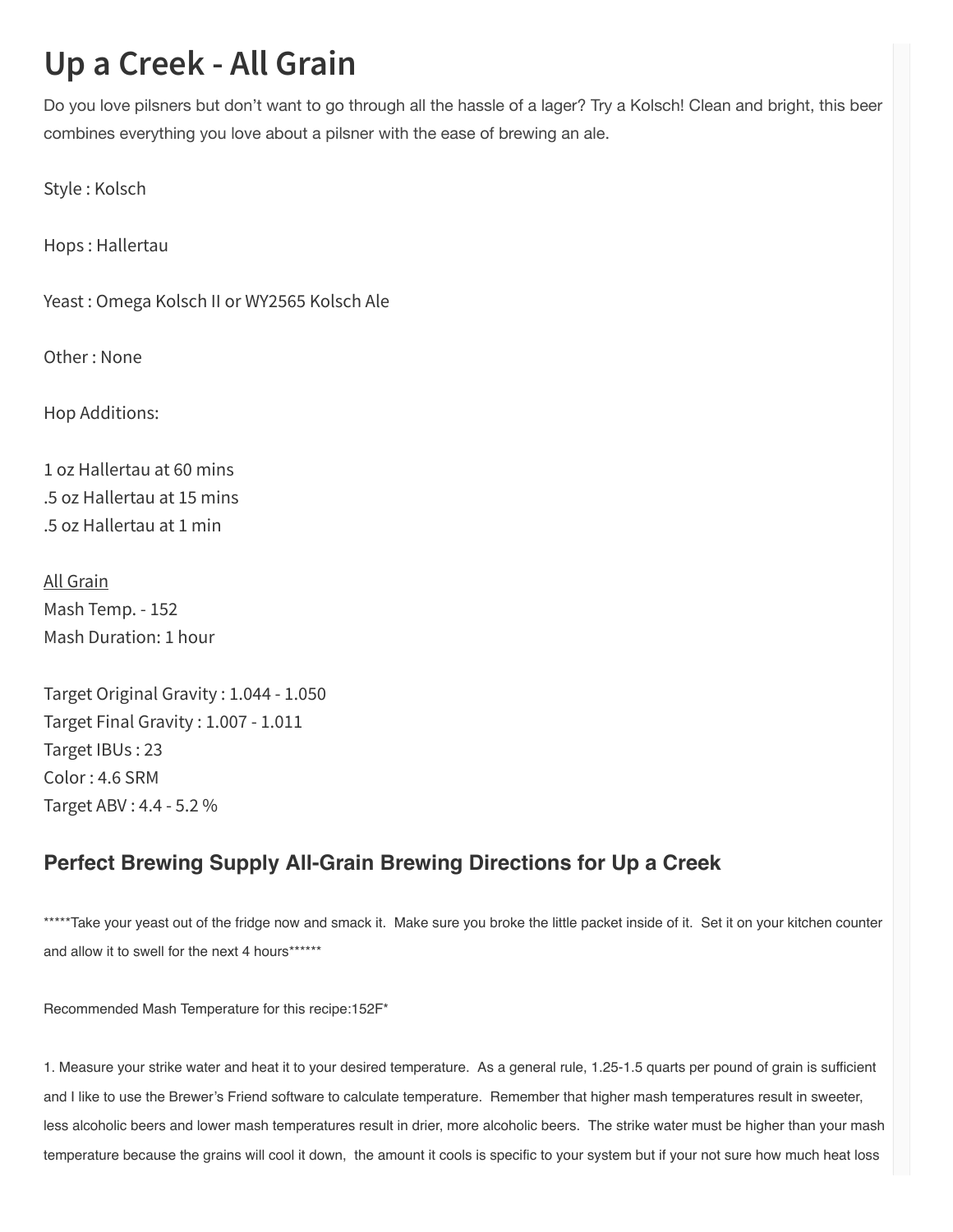# Up a Creek - All Grain

Do you love pilsners but don't want to go through all the hassle of a lager? Try a Kolsch! Clean and bright, this beer combines everything you love about a pilsner with the ease of brewing an ale.

Style : Kolsch

Hops : Hallertau

Yeast : Omega Kolsch II or WY2565 Kolsch Ale

Other : None

Hop Additions:

1 oz Hallertau at 60 mins
.5 oz Hallertau at 15 mins
.5 oz Hallertau at 1 min

<u>All Grain</u>
Mash Temp. - 152
Mash Duration: 1 hour

Target Original Gravity : 1.044 - 1.050
Target Final Gravity : 1.007 - 1.011
Target IBUs : 23
Color : 4.6 SRM
Target ABV : 4.4 - 5.2 %

## Perfect Brewing Supply All-Grain Brewing Directions for Up a Creek

*****Take your yeast out of the fridge now and smack it. Make sure you broke the little packet inside of it. Set it on your kitchen counter and allow it to swell for the next 4 hours******

Recommended Mash Temperature for this recipe:152F*

1. Measure your strike water and heat it to your desired temperature. As a general rule, 1.25-1.5 quarts per pound of grain is sufficient and I like to use the Brewer's Friend software to calculate temperature. Remember that higher mash temperatures result in sweeter, less alcoholic beers and lower mash temperatures result in drier, more alcoholic beers. The strike water must be higher than your mash temperature because the grains will cool it down, the amount it cools is specific to your system but if your not sure how much heat loss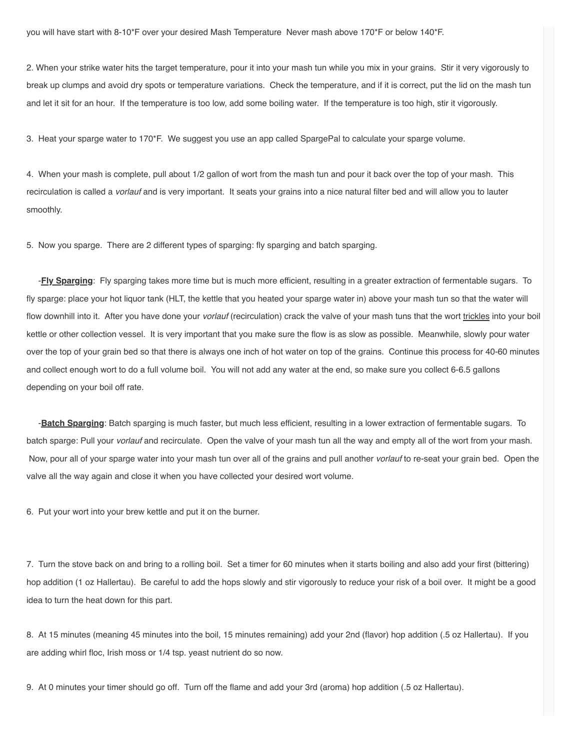you will have start with 8-10*F over your desired Mash Temperature  Never mash above 170*F or below 140*F.

2. When your strike water hits the target temperature, pour it into your mash tun while you mix in your grains.  Stir it very vigorously to break up clumps and avoid dry spots or temperature variations.  Check the temperature, and if it is correct, put the lid on the mash tun and let it sit for an hour.  If the temperature is too low, add some boiling water.  If the temperature is too high, stir it vigorously.

3.  Heat your sparge water to 170*F.  We suggest you use an app called SpargePal to calculate your sparge volume.

4.  When your mash is complete, pull about 1/2 gallon of wort from the mash tun and pour it back over the top of your mash.  This recirculation is called a *vorlauf* and is very important.  It seats your grains into a nice natural filter bed and will allow you to lauter smoothly.

5.  Now you sparge.  There are 2 different types of sparging: fly sparging and batch sparging.

-**Fly Sparging**:  Fly sparging takes more time but is much more efficient, resulting in a greater extraction of fermentable sugars.  To fly sparge: place your hot liquor tank (HLT, the kettle that you heated your sparge water in) above your mash tun so that the water will flow downhill into it.  After you have done your *vorlauf* (recirculation) crack the valve of your mash tuns that the wort trickles into your boil kettle or other collection vessel.  It is very important that you make sure the flow is as slow as possible.  Meanwhile, slowly pour water over the top of your grain bed so that there is always one inch of hot water on top of the grains.  Continue this process for 40-60 minutes and collect enough wort to do a full volume boil.  You will not add any water at the end, so make sure you collect 6-6.5 gallons depending on your boil off rate.

-**Batch Sparging**: Batch sparging is much faster, but much less efficient, resulting in a lower extraction of fermentable sugars.  To batch sparge: Pull your *vorlauf* and recirculate.  Open the valve of your mash tun all the way and empty all of the wort from your mash.  Now, pour all of your sparge water into your mash tun over all of the grains and pull another *vorlauf* to re-seat your grain bed.  Open the valve all the way again and close it when you have collected your desired wort volume.

6.  Put your wort into your brew kettle and put it on the burner.

7.  Turn the stove back on and bring to a rolling boil.  Set a timer for 60 minutes when it starts boiling and also add your first (bittering) hop addition (1 oz Hallertau).  Be careful to add the hops slowly and stir vigorously to reduce your risk of a boil over.  It might be a good idea to turn the heat down for this part.

8.  At 15 minutes (meaning 45 minutes into the boil, 15 minutes remaining) add your 2nd (flavor) hop addition (.5 oz Hallertau).  If you are adding whirl floc, Irish moss or 1/4 tsp. yeast nutrient do so now.

9.  At 0 minutes your timer should go off.  Turn off the flame and add your 3rd (aroma) hop addition (.5 oz Hallertau).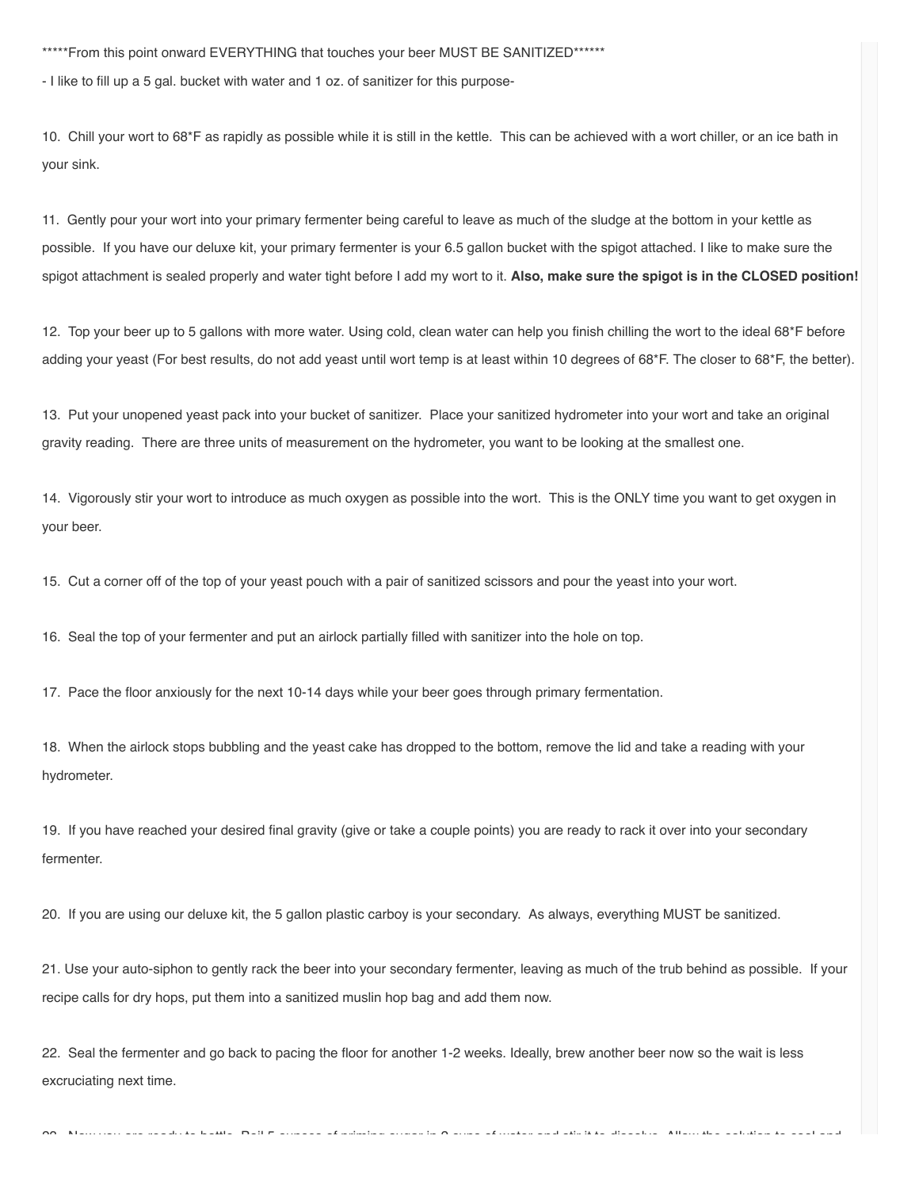*****From this point onward EVERYTHING that touches your beer MUST BE SANITIZED******

- I like to fill up a 5 gal. bucket with water and 1 oz. of sanitizer for this purpose-

10. Chill your wort to 68*F as rapidly as possible while it is still in the kettle. This can be achieved with a wort chiller, or an ice bath in your sink.

11. Gently pour your wort into your primary fermenter being careful to leave as much of the sludge at the bottom in your kettle as possible. If you have our deluxe kit, your primary fermenter is your 6.5 gallon bucket with the spigot attached. I like to make sure the spigot attachment is sealed properly and water tight before I add my wort to it. **Also, make sure the spigot is in the CLOSED position!**

12. Top your beer up to 5 gallons with more water. Using cold, clean water can help you finish chilling the wort to the ideal 68*F before adding your yeast (For best results, do not add yeast until wort temp is at least within 10 degrees of 68*F. The closer to 68*F, the better).

13. Put your unopened yeast pack into your bucket of sanitizer. Place your sanitized hydrometer into your wort and take an original gravity reading. There are three units of measurement on the hydrometer, you want to be looking at the smallest one.

14. Vigorously stir your wort to introduce as much oxygen as possible into the wort. This is the ONLY time you want to get oxygen in your beer.

15. Cut a corner off of the top of your yeast pouch with a pair of sanitized scissors and pour the yeast into your wort.

16. Seal the top of your fermenter and put an airlock partially filled with sanitizer into the hole on top.

17. Pace the floor anxiously for the next 10-14 days while your beer goes through primary fermentation.

18. When the airlock stops bubbling and the yeast cake has dropped to the bottom, remove the lid and take a reading with your hydrometer.

19. If you have reached your desired final gravity (give or take a couple points) you are ready to rack it over into your secondary fermenter.

20. If you are using our deluxe kit, the 5 gallon plastic carboy is your secondary. As always, everything MUST be sanitized.

21. Use your auto-siphon to gently rack the beer into your secondary fermenter, leaving as much of the trub behind as possible. If your recipe calls for dry hops, put them into a sanitized muslin hop bag and add them now.

22. Seal the fermenter and go back to pacing the floor for another 1-2 weeks. Ideally, brew another beer now so the wait is less excruciating next time.

23. Now you are ready to bottle. Boil 5 ounces of priming sugar in 2 cups of water and stir it to dissolve. Allow the solution to cool and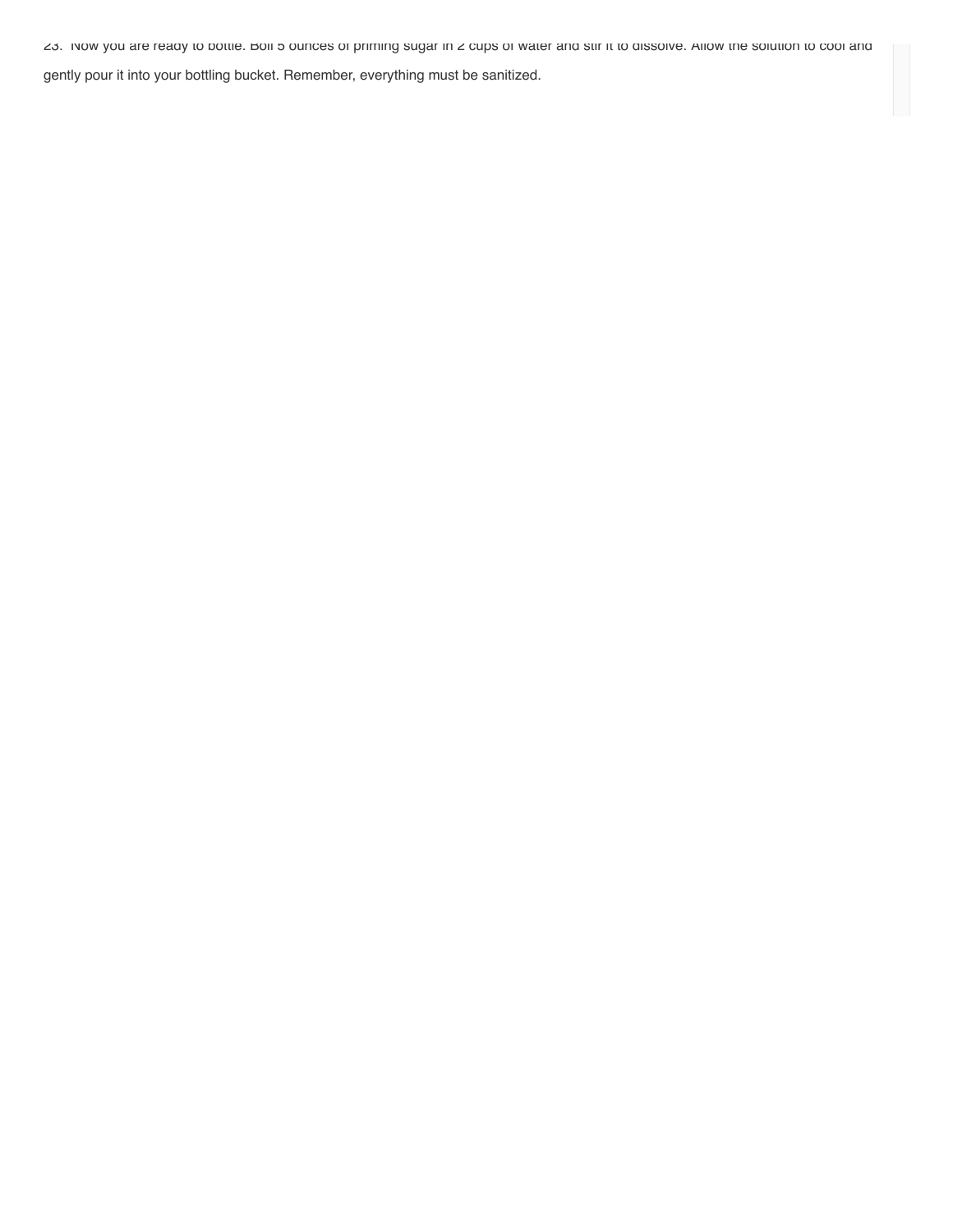23. Now you are ready to bottle. Boil 5 ounces of priming sugar in 2 cups of water and stir it to dissolve. Allow the solution to cool and gently pour it into your bottling bucket. Remember, everything must be sanitized.